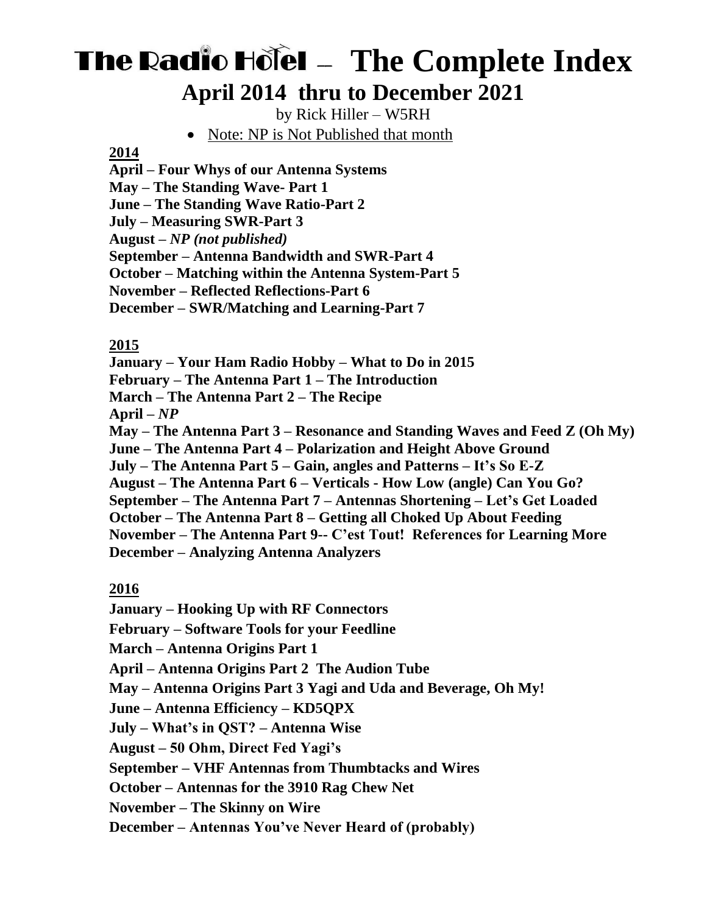# The Radio Hotel – The Complete Index

## April 2014 thru to December 2021

by Rick Hiller – W5RH

- Note: NP is Not Published that month

**2014**

**April – Four Whys of our Antenna Systems**
**May – The Standing Wave- Part 1**
**June – The Standing Wave Ratio-Part 2**
**July – Measuring SWR-Part 3**
**August –** ***NP (not published)***
**September – Antenna Bandwidth and SWR-Part 4**
**October – Matching within the Antenna System-Part 5**
**November – Reflected Reflections-Part 6**
**December – SWR/Matching and Learning-Part 7**

**2015**

**January – Your Ham Radio Hobby – What to Do in 2015**
**February – The Antenna Part 1 – The Introduction**
**March – The Antenna Part 2 – The Recipe**
**April –** ***NP***
**May – The Antenna Part 3 – Resonance and Standing Waves and Feed Z (Oh My)**
**June – The Antenna Part 4 – Polarization and Height Above Ground**
**July – The Antenna Part 5 – Gain, angles and Patterns – It's So E-Z**
**August – The Antenna Part 6 – Verticals - How Low (angle) Can You Go?**
**September – The Antenna Part 7 – Antennas Shortening – Let's Get Loaded**
**October – The Antenna Part 8 – Getting all Choked Up About Feeding**
**November – The Antenna Part 9-- C'est Tout! References for Learning More**
**December – Analyzing Antenna Analyzers**

**2016**

**January – Hooking Up with RF Connectors**
**February – Software Tools for your Feedline**
**March – Antenna Origins Part 1**
**April – Antenna Origins Part 2 The Audion Tube**
**May – Antenna Origins Part 3 Yagi and Uda and Beverage, Oh My!**
**June – Antenna Efficiency – KD5QPX**
**July – What's in QST? – Antenna Wise**
**August – 50 Ohm, Direct Fed Yagi's**
**September – VHF Antennas from Thumbtacks and Wires**
**October – Antennas for the 3910 Rag Chew Net**
**November – The Skinny on Wire**
**December – Antennas You've Never Heard of (probably)**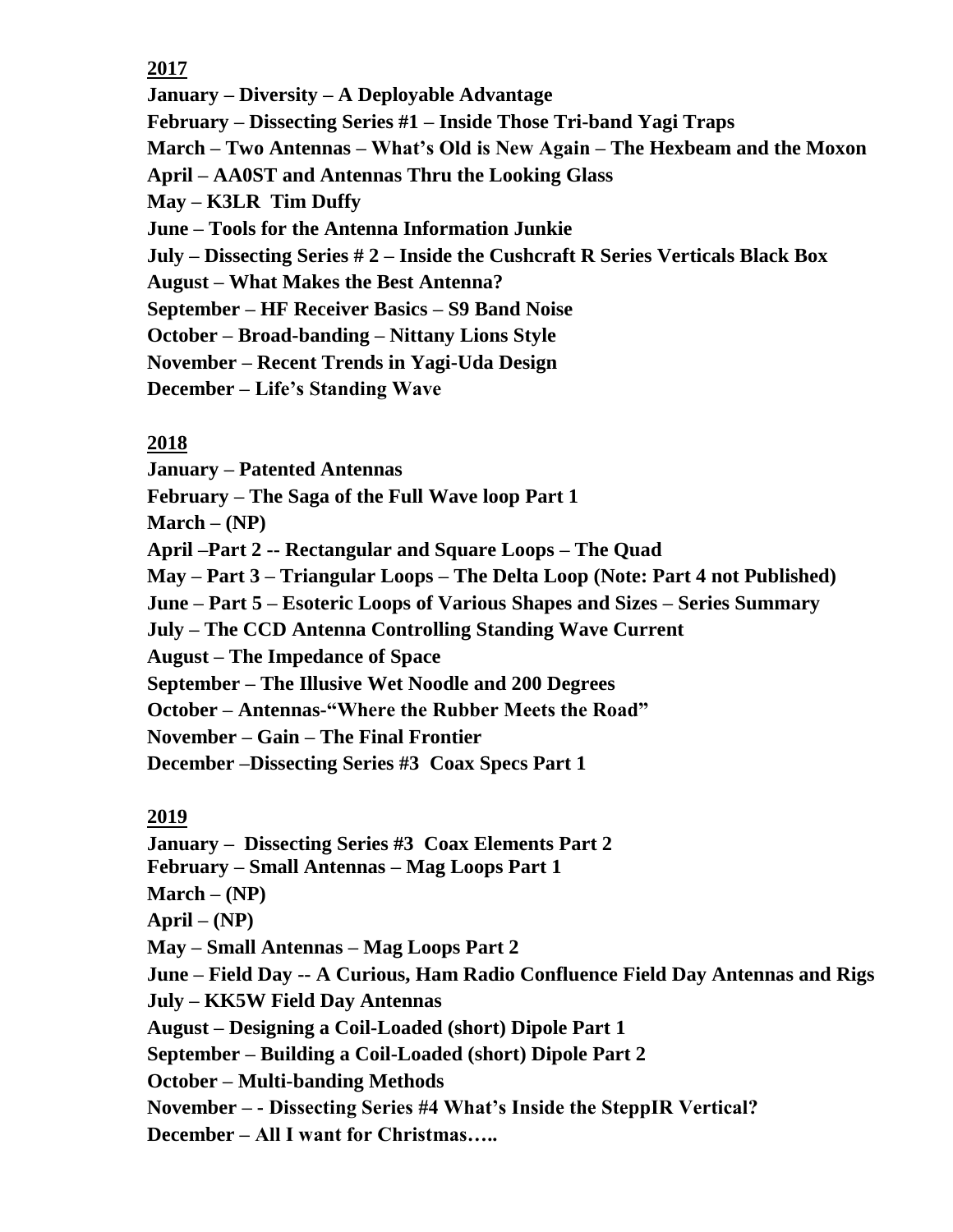**2017**

**January – Diversity – A Deployable Advantage**
**February – Dissecting Series #1 – Inside Those Tri-band Yagi Traps**
**March – Two Antennas – What's Old is New Again – The Hexbeam and the Moxon**
**April – AA0ST and Antennas Thru the Looking Glass**
**May – K3LR Tim Duffy**
**June – Tools for the Antenna Information Junkie**
**July – Dissecting Series # 2 – Inside the Cushcraft R Series Verticals Black Box**
**August – What Makes the Best Antenna?**
**September – HF Receiver Basics – S9 Band Noise**
**October – Broad-banding – Nittany Lions Style**
**November – Recent Trends in Yagi-Uda Design**
**December – Life's Standing Wave**

**2018**

**January – Patented Antennas**
**February – The Saga of the Full Wave loop Part 1**
**March – (NP)**
**April –Part 2 -- Rectangular and Square Loops – The Quad**
**May – Part 3 – Triangular Loops – The Delta Loop (Note: Part 4 not Published)**
**June – Part 5 – Esoteric Loops of Various Shapes and Sizes – Series Summary**
**July – The CCD Antenna Controlling Standing Wave Current**
**August – The Impedance of Space**
**September – The Illusive Wet Noodle and 200 Degrees**
**October – Antennas-"Where the Rubber Meets the Road"**
**November – Gain – The Final Frontier**
**December –Dissecting Series #3 Coax Specs Part 1**

**2019**

**January – Dissecting Series #3 Coax Elements Part 2**
**February – Small Antennas – Mag Loops Part 1**
**March – (NP)**
**April – (NP)**
**May – Small Antennas – Mag Loops Part 2**
**June – Field Day -- A Curious, Ham Radio Confluence Field Day Antennas and Rigs**
**July – KK5W Field Day Antennas**
**August – Designing a Coil-Loaded (short) Dipole Part 1**
**September – Building a Coil-Loaded (short) Dipole Part 2**
**October – Multi-banding Methods**
**November – - Dissecting Series #4 What's Inside the SteppIR Vertical?**
**December – All I want for Christmas…..**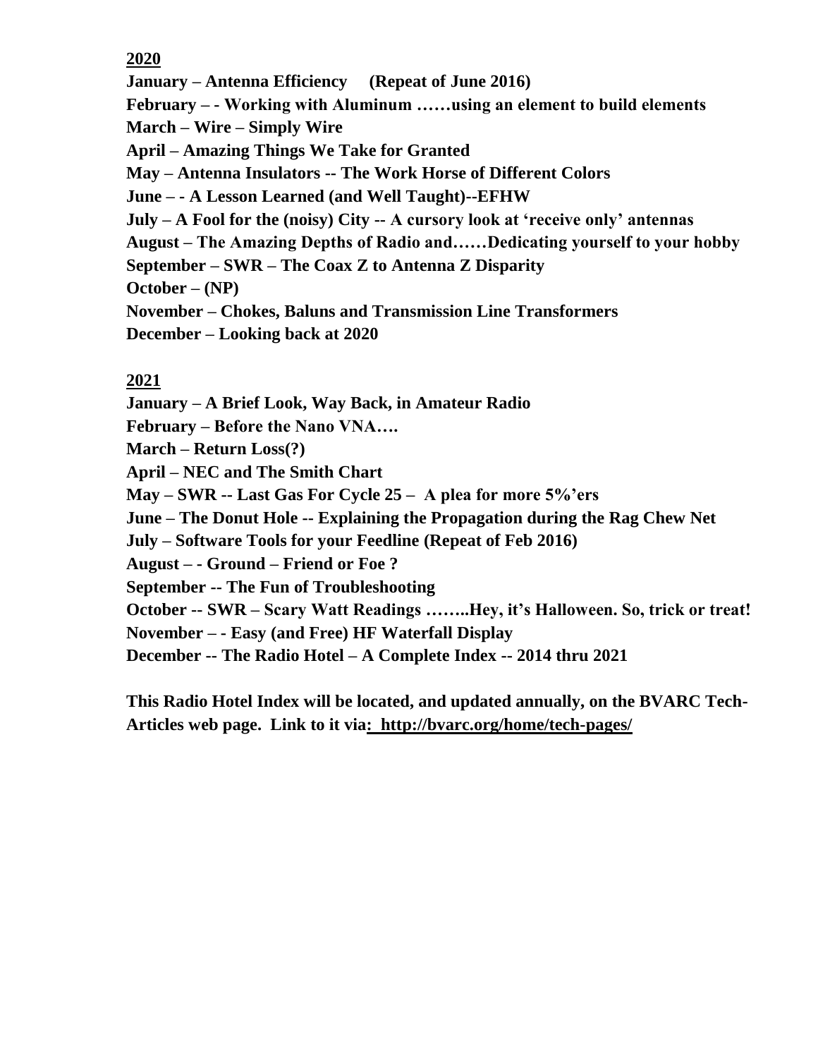**2020**

**January – Antenna Efficiency (Repeat of June 2016)**
**February – - Working with Aluminum ……using an element to build elements**
**March – Wire – Simply Wire**
**April – Amazing Things We Take for Granted**
**May – Antenna Insulators -- The Work Horse of Different Colors**
**June – - A Lesson Learned (and Well Taught)--EFHW**
**July – A Fool for the (noisy) City -- A cursory look at 'receive only' antennas**
**August – The Amazing Depths of Radio and……Dedicating yourself to your hobby**
**September – SWR – The Coax Z to Antenna Z Disparity**
**October – (NP)**
**November – Chokes, Baluns and Transmission Line Transformers**
**December – Looking back at 2020**

**2021**

**January – A Brief Look, Way Back, in Amateur Radio**
**February – Before the Nano VNA….**
**March – Return Loss(?)**
**April – NEC and The Smith Chart**
**May – SWR -- Last Gas For Cycle 25 – A plea for more 5%'ers**
**June – The Donut Hole -- Explaining the Propagation during the Rag Chew Net**
**July – Software Tools for your Feedline (Repeat of Feb 2016)**
**August – - Ground – Friend or Foe ?**
**September -- The Fun of Troubleshooting**
**October -- SWR – Scary Watt Readings ……..Hey, it's Halloween. So, trick or treat!**
**November – - Easy (and Free) HF Waterfall Display**
**December -- The Radio Hotel – A Complete Index -- 2014 thru 2021**

**This Radio Hotel Index will be located, and updated annually, on the BVARC Tech-Articles web page. Link to it via: http://bvarc.org/home/tech-pages/**